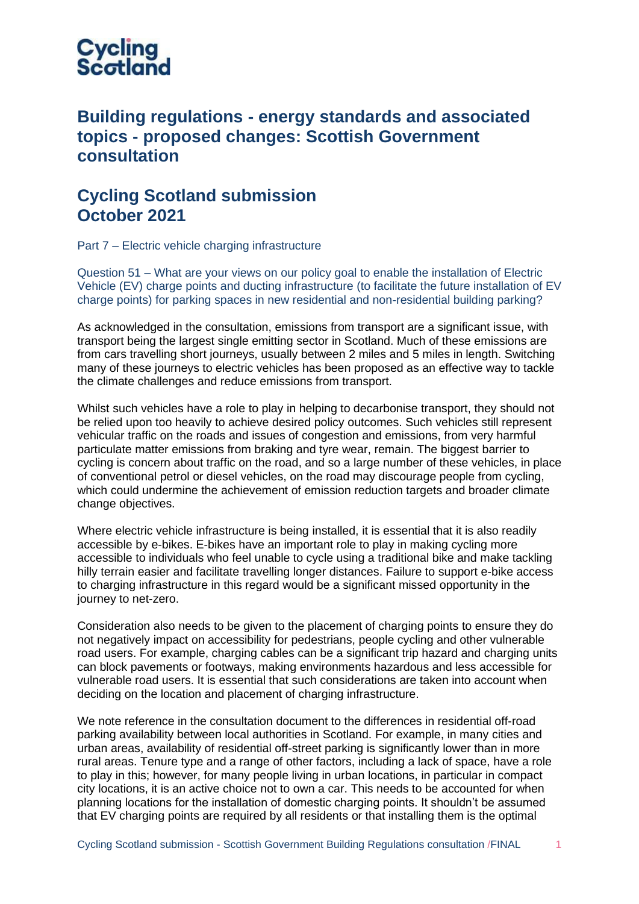Cycling Scotland

# Building regulations - energy standards and associated topics - proposed changes: Scottish Government consultation

## Cycling Scotland submission October 2021

### Part 7 – Electric vehicle charging infrastructure

#### Question 51 – What are your views on our policy goal to enable the installation of Electric Vehicle (EV) charge points and ducting infrastructure (to facilitate the future installation of EV charge points) for parking spaces in new residential and non-residential building parking?

As acknowledged in the consultation, emissions from transport are a significant issue, with transport being the largest single emitting sector in Scotland. Much of these emissions are from cars travelling short journeys, usually between 2 miles and 5 miles in length. Switching many of these journeys to electric vehicles has been proposed as an effective way to tackle the climate challenges and reduce emissions from transport.

Whilst such vehicles have a role to play in helping to decarbonise transport, they should not be relied upon too heavily to achieve desired policy outcomes. Such vehicles still represent vehicular traffic on the roads and issues of congestion and emissions, from very harmful particulate matter emissions from braking and tyre wear, remain. The biggest barrier to cycling is concern about traffic on the road, and so a large number of these vehicles, in place of conventional petrol or diesel vehicles, on the road may discourage people from cycling, which could undermine the achievement of emission reduction targets and broader climate change objectives.

Where electric vehicle infrastructure is being installed, it is essential that it is also readily accessible by e-bikes. E-bikes have an important role to play in making cycling more accessible to individuals who feel unable to cycle using a traditional bike and make tackling hilly terrain easier and facilitate travelling longer distances. Failure to support e-bike access to charging infrastructure in this regard would be a significant missed opportunity in the journey to net-zero.

Consideration also needs to be given to the placement of charging points to ensure they do not negatively impact on accessibility for pedestrians, people cycling and other vulnerable road users. For example, charging cables can be a significant trip hazard and charging units can block pavements or footways, making environments hazardous and less accessible for vulnerable road users. It is essential that such considerations are taken into account when deciding on the location and placement of charging infrastructure.

We note reference in the consultation document to the differences in residential off-road parking availability between local authorities in Scotland. For example, in many cities and urban areas, availability of residential off-street parking is significantly lower than in more rural areas. Tenure type and a range of other factors, including a lack of space, have a role to play in this; however, for many people living in urban locations, in particular in compact city locations, it is an active choice not to own a car. This needs to be accounted for when planning locations for the installation of domestic charging points. It shouldn't be assumed that EV charging points are required by all residents or that installing them is the optimal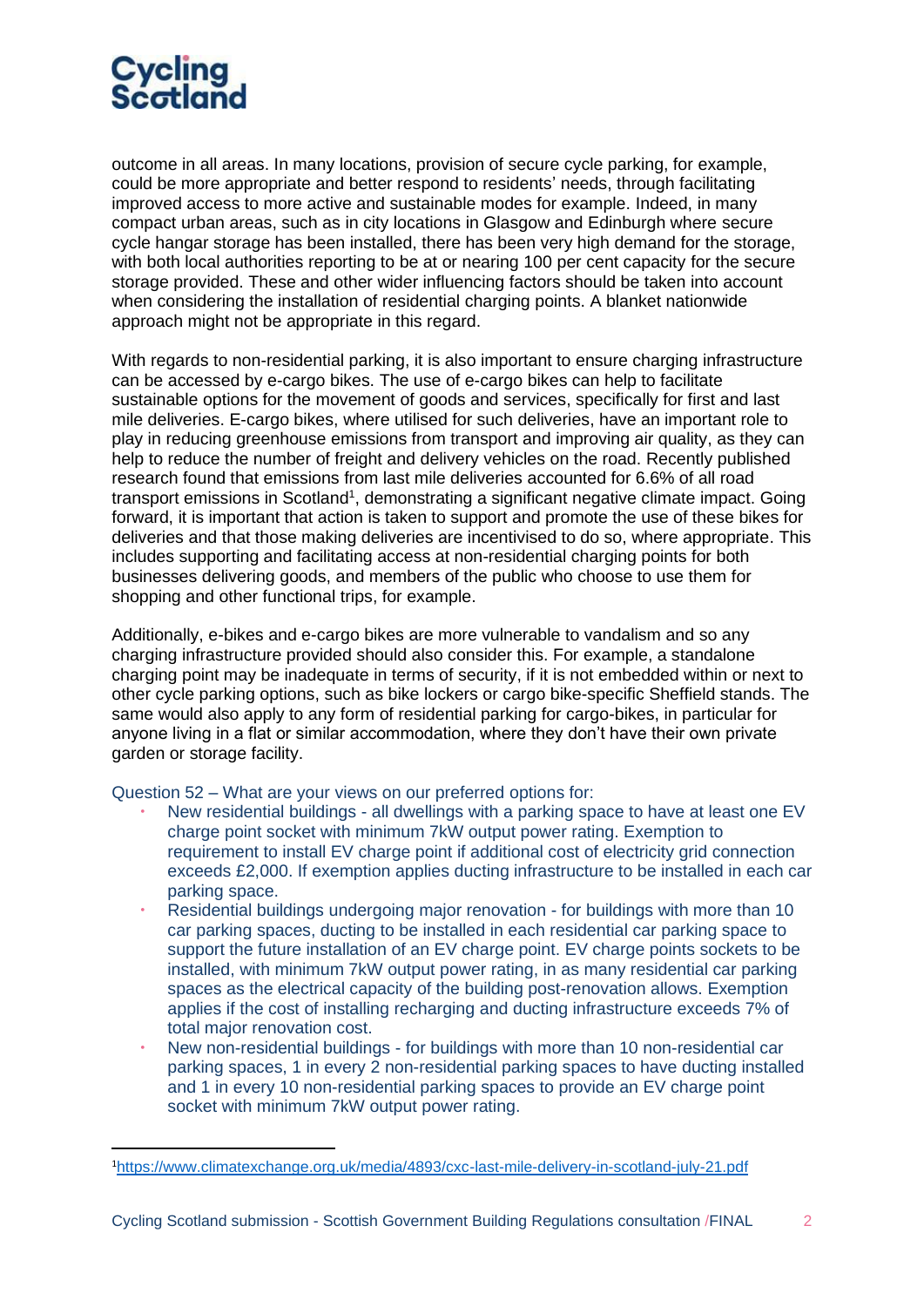outcome in all areas. In many locations, provision of secure cycle parking, for example, could be more appropriate and better respond to residents' needs, through facilitating improved access to more active and sustainable modes for example. Indeed, in many compact urban areas, such as in city locations in Glasgow and Edinburgh where secure cycle hangar storage has been installed, there has been very high demand for the storage, with both local authorities reporting to be at or nearing 100 per cent capacity for the secure storage provided. These and other wider influencing factors should be taken into account when considering the installation of residential charging points. A blanket nationwide approach might not be appropriate in this regard.

With regards to non-residential parking, it is also important to ensure charging infrastructure can be accessed by e-cargo bikes. The use of e-cargo bikes can help to facilitate sustainable options for the movement of goods and services, specifically for first and last mile deliveries. E-cargo bikes, where utilised for such deliveries, have an important role to play in reducing greenhouse emissions from transport and improving air quality, as they can help to reduce the number of freight and delivery vehicles on the road. Recently published research found that emissions from last mile deliveries accounted for 6.6% of all road transport emissions in Scotland[1], demonstrating a significant negative climate impact. Going forward, it is important that action is taken to support and promote the use of these bikes for deliveries and that those making deliveries are incentivised to do so, where appropriate. This includes supporting and facilitating access at non-residential charging points for both businesses delivering goods, and members of the public who choose to use them for shopping and other functional trips, for example.

Additionally, e-bikes and e-cargo bikes are more vulnerable to vandalism and so any charging infrastructure provided should also consider this. For example, a standalone charging point may be inadequate in terms of security, if it is not embedded within or next to other cycle parking options, such as bike lockers or cargo bike-specific Sheffield stands. The same would also apply to any form of residential parking for cargo-bikes, in particular for anyone living in a flat or similar accommodation, where they don't have their own private garden or storage facility.

Question 52 – What are your views on our preferred options for:

- New residential buildings - all dwellings with a parking space to have at least one EV charge point socket with minimum 7kW output power rating. Exemption to requirement to install EV charge point if additional cost of electricity grid connection exceeds £2,000. If exemption applies ducting infrastructure to be installed in each car parking space.
- Residential buildings undergoing major renovation - for buildings with more than 10 car parking spaces, ducting to be installed in each residential car parking space to support the future installation of an EV charge point. EV charge points sockets to be installed, with minimum 7kW output power rating, in as many residential car parking spaces as the electrical capacity of the building post-renovation allows. Exemption applies if the cost of installing recharging and ducting infrastructure exceeds 7% of total major renovation cost.
- New non-residential buildings - for buildings with more than 10 non-residential car parking spaces, 1 in every 2 non-residential parking spaces to have ducting installed and 1 in every 10 non-residential parking spaces to provide an EV charge point socket with minimum 7kW output power rating.

---

[1] https://www.climatexchange.org.uk/media/4893/cxc-last-mile-delivery-in-scotland-july-21.pdf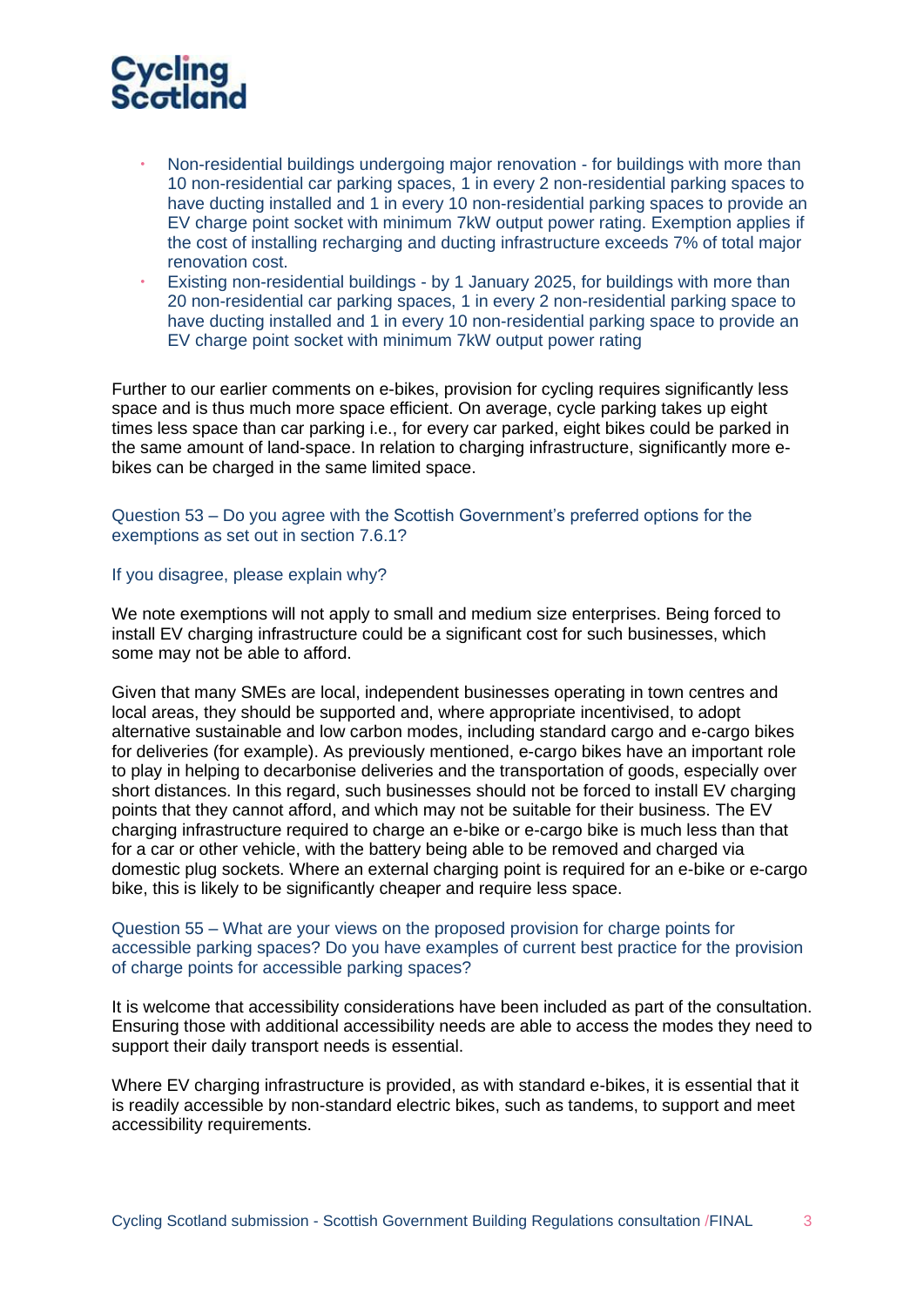- Non-residential buildings undergoing major renovation - for buildings with more than 10 non-residential car parking spaces, 1 in every 2 non-residential parking spaces to have ducting installed and 1 in every 10 non-residential parking spaces to provide an EV charge point socket with minimum 7kW output power rating. Exemption applies if the cost of installing recharging and ducting infrastructure exceeds 7% of total major renovation cost.
- Existing non-residential buildings - by 1 January 2025, for buildings with more than 20 non-residential car parking spaces, 1 in every 2 non-residential parking space to have ducting installed and 1 in every 10 non-residential parking space to provide an EV charge point socket with minimum 7kW output power rating

Further to our earlier comments on e-bikes, provision for cycling requires significantly less space and is thus much more space efficient. On average, cycle parking takes up eight times less space than car parking i.e., for every car parked, eight bikes could be parked in the same amount of land-space. In relation to charging infrastructure, significantly more e-bikes can be charged in the same limited space.

Question 53 – Do you agree with the Scottish Government's preferred options for the exemptions as set out in section 7.6.1?

If you disagree, please explain why?

We note exemptions will not apply to small and medium size enterprises. Being forced to install EV charging infrastructure could be a significant cost for such businesses, which some may not be able to afford.

Given that many SMEs are local, independent businesses operating in town centres and local areas, they should be supported and, where appropriate incentivised, to adopt alternative sustainable and low carbon modes, including standard cargo and e-cargo bikes for deliveries (for example). As previously mentioned, e-cargo bikes have an important role to play in helping to decarbonise deliveries and the transportation of goods, especially over short distances. In this regard, such businesses should not be forced to install EV charging points that they cannot afford, and which may not be suitable for their business. The EV charging infrastructure required to charge an e-bike or e-cargo bike is much less than that for a car or other vehicle, with the battery being able to be removed and charged via domestic plug sockets. Where an external charging point is required for an e-bike or e-cargo bike, this is likely to be significantly cheaper and require less space.

Question 55 – What are your views on the proposed provision for charge points for accessible parking spaces? Do you have examples of current best practice for the provision of charge points for accessible parking spaces?

It is welcome that accessibility considerations have been included as part of the consultation. Ensuring those with additional accessibility needs are able to access the modes they need to support their daily transport needs is essential.

Where EV charging infrastructure is provided, as with standard e-bikes, it is essential that it is readily accessible by non-standard electric bikes, such as tandems, to support and meet accessibility requirements.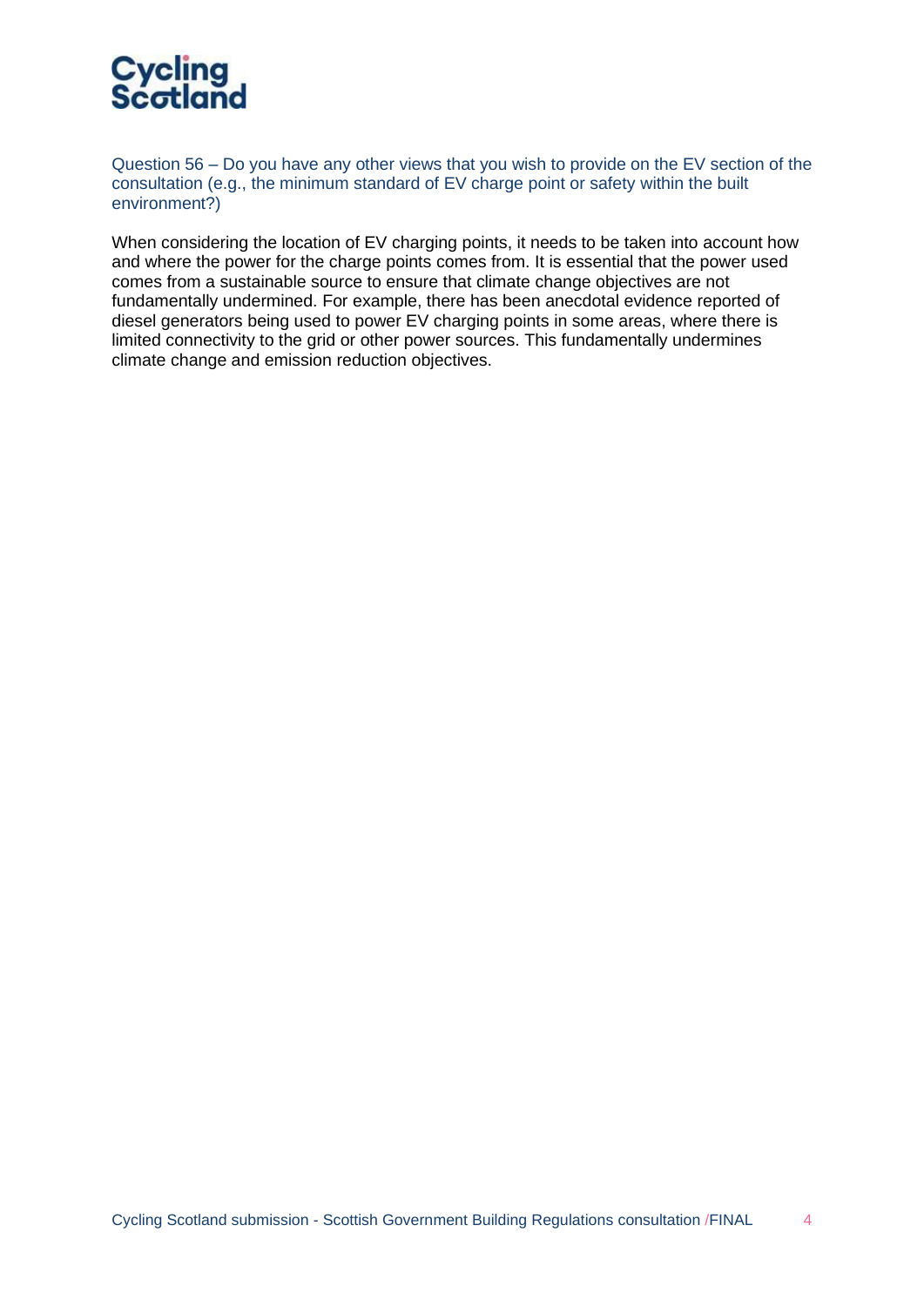Question 56 – Do you have any other views that you wish to provide on the EV section of the consultation (e.g., the minimum standard of EV charge point or safety within the built environment?)

When considering the location of EV charging points, it needs to be taken into account how and where the power for the charge points comes from. It is essential that the power used comes from a sustainable source to ensure that climate change objectives are not fundamentally undermined. For example, there has been anecdotal evidence reported of diesel generators being used to power EV charging points in some areas, where there is limited connectivity to the grid or other power sources. This fundamentally undermines climate change and emission reduction objectives.